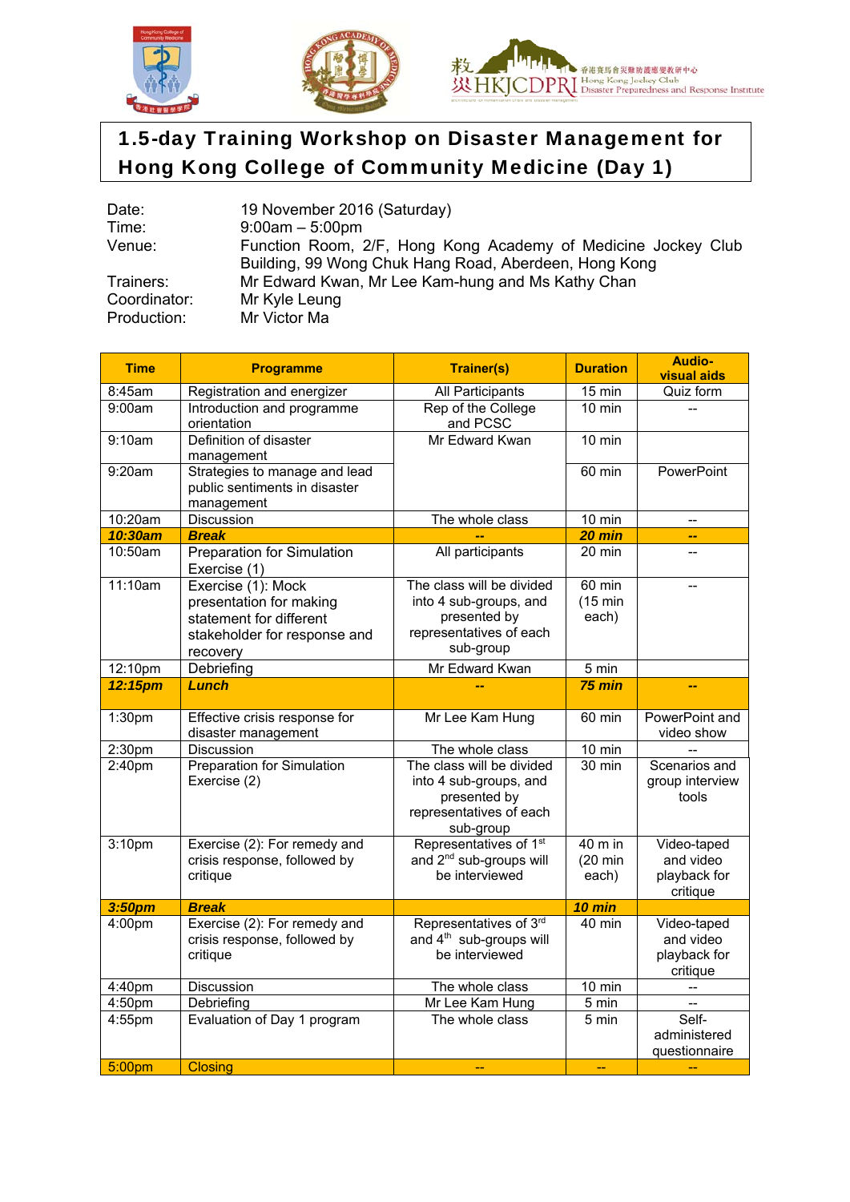# 1.5-day Training Workshop on Disaster Management for Hong Kong College of Community Medicine (Day 1)

| | |
|---|---|
| Date: | 19 November 2016 (Saturday) |
| Time: | 9:00am – 5:00pm |
| Venue: | Function Room, 2/F, Hong Kong Academy of Medicine Jockey Club Building, 99 Wong Chuk Hang Road, Aberdeen, Hong Kong |
| Trainers: | Mr Edward Kwan, Mr Lee Kam-hung and Ms Kathy Chan |
| Coordinator: | Mr Kyle Leung |
| Production: | Mr Victor Ma |

| Time | Programme | Trainer(s) | Duration | Audio-visual aids |
|---|---|---|---|---|
| 8:45am | Registration and energizer | All Participants | 15 min | Quiz form |
| 9:00am | Introduction and programme orientation | Rep of the College and PCSC | 10 min | -- |
| 9:10am | Definition of disaster management | Mr Edward Kwan | 10 min | |
| 9:20am | Strategies to manage and lead public sentiments in disaster management | | 60 min | PowerPoint |
| 10:20am | Discussion | The whole class | 10 min | -- |
| ***10:30am*** | ***Break*** | -- | ***20 min*** | -- |
| 10:50am | Preparation for Simulation Exercise (1) | All participants | 20 min | -- |
| 11:10am | Exercise (1): Mock presentation for making statement for different stakeholder for response and recovery | The class will be divided into 4 sub-groups, and presented by representatives of each sub-group | 60 min (15 min each) | -- |
| 12:10pm | Debriefing | Mr Edward Kwan | 5 min | |
| ***12:15pm*** | ***Lunch*** | -- | ***75 min*** | -- |
| 1:30pm | Effective crisis response for disaster management | Mr Lee Kam Hung | 60 min | PowerPoint and video show |
| 2:30pm | Discussion | The whole class | 10 min | -- |
| 2:40pm | Preparation for Simulation Exercise (2) | The class will be divided into 4 sub-groups, and presented by representatives of each sub-group | 30 min | Scenarios and group interview tools |
| 3:10pm | Exercise (2): For remedy and crisis response, followed by critique | Representatives of 1st and 2nd sub-groups will be interviewed | 40 m in (20 min each) | Video-taped and video playback for critique |
| ***3:50pm*** | ***Break*** | | ***10 min*** | |
| 4:00pm | Exercise (2): For remedy and crisis response, followed by critique | Representatives of 3rd and 4th sub-groups will be interviewed | 40 min | Video-taped and video playback for critique |
| 4:40pm | Discussion | The whole class | 10 min | -- |
| 4:50pm | Debriefing | Mr Lee Kam Hung | 5 min | -- |
| 4:55pm | Evaluation of Day 1 program | The whole class | 5 min | Self-administered questionnaire |
| 5:00pm | Closing | -- | -- | -- |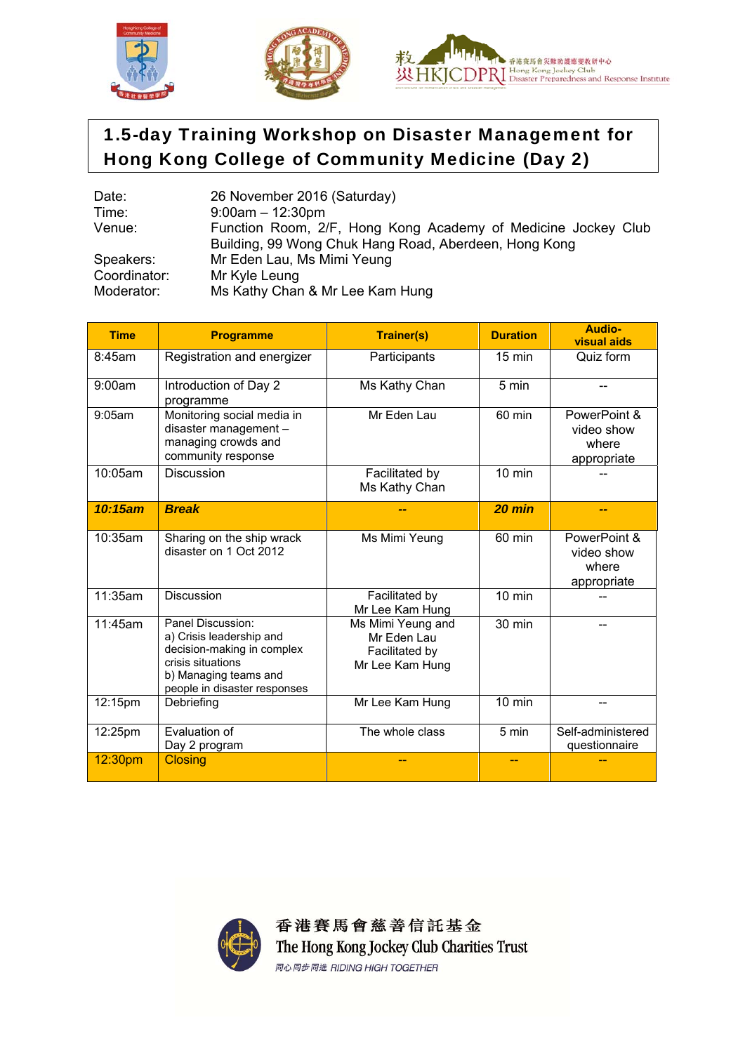# 1.5-day Training Workshop on Disaster Management for Hong Kong College of Community Medicine (Day 2)

| | |
|---|---|
| Date: | 26 November 2016 (Saturday) |
| Time: | 9:00am – 12:30pm |
| Venue: | Function Room, 2/F, Hong Kong Academy of Medicine Jockey Club Building, 99 Wong Chuk Hang Road, Aberdeen, Hong Kong |
| Speakers: | Mr Eden Lau, Ms Mimi Yeung |
| Coordinator: | Mr Kyle Leung |
| Moderator: | Ms Kathy Chan & Mr Lee Kam Hung |

| Time | Programme | Trainer(s) | Duration | Audio-visual aids |
|---|---|---|---|---|
| 8:45am | Registration and energizer | Participants | 15 min | Quiz form |
| 9:00am | Introduction of Day 2 programme | Ms Kathy Chan | 5 min | -- |
| 9:05am | Monitoring social media in disaster management – managing crowds and community response | Mr Eden Lau | 60 min | PowerPoint & video show where appropriate |
| 10:05am | Discussion | Facilitated by Ms Kathy Chan | 10 min | -- |
| ***10:15am*** | ***Break*** | -- | ***20 min*** | -- |
| 10:35am | Sharing on the ship wrack disaster on 1 Oct 2012 | Ms Mimi Yeung | 60 min | PowerPoint & video show where appropriate |
| 11:35am | Discussion | Facilitated by Mr Lee Kam Hung | 10 min | -- |
| 11:45am | Panel Discussion:<br>a) Crisis leadership and decision-making in complex crisis situations<br>b) Managing teams and people in disaster responses | Ms Mimi Yeung and Mr Eden Lau Facilitated by Mr Lee Kam Hung | 30 min | -- |
| 12:15pm | Debriefing | Mr Lee Kam Hung | 10 min | -- |
| 12:25pm | Evaluation of Day 2 program | The whole class | 5 min | Self-administered questionnaire |
| 12:30pm | Closing | -- | -- | -- |

香港賽馬會慈善信託基金
The Hong Kong Jockey Club Charities Trust
同心同步同進 RIDING HIGH TOGETHER